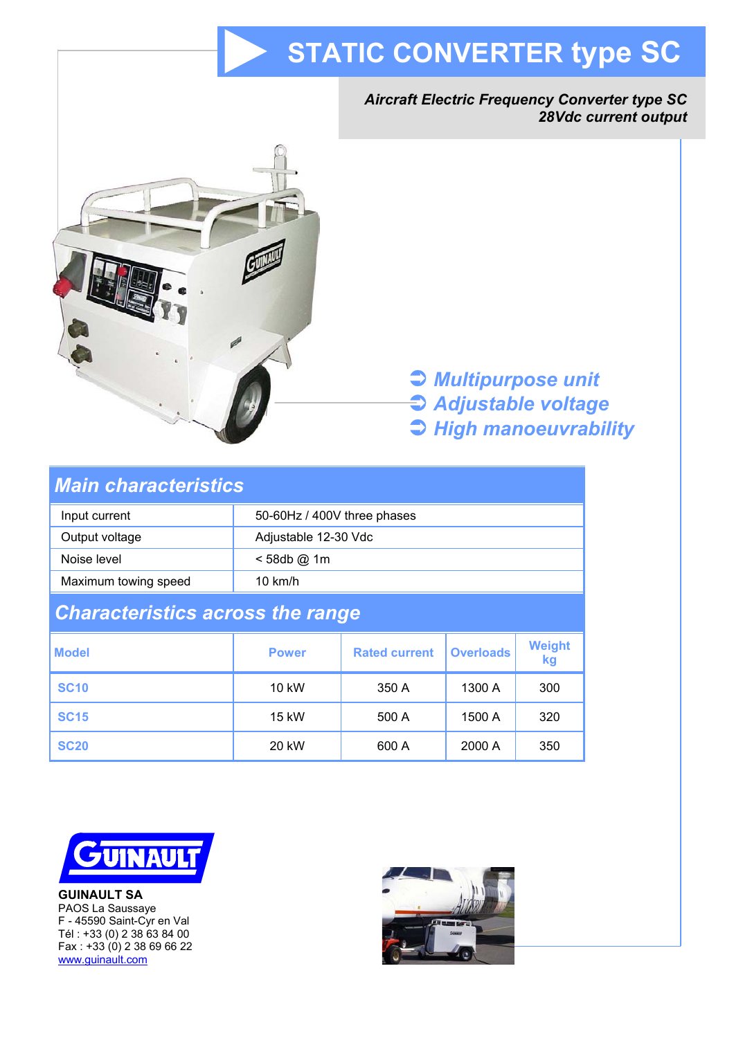# STATIC CONVERTER type SC

***Aircraft Electric Frequency Converter type SC***
***28Vdc current output***

- *Multipurpose unit*
- *Adjustable voltage*
- *High manoeuvrability*

## Main characteristics

| | |
|---|---|
| Input current | 50-60Hz / 400V three phases |
| Output voltage | Adjustable 12-30 Vdc |
| Noise level | < 58db @ 1m |
| Maximum towing speed | 10 km/h |

## Characteristics across the range

| Model | Power | Rated current | Overloads | Weight kg |
|---|---|---|---|---|
| SC10 | 10 kW | 350 A | 1300 A | 300 |
| SC15 | 15 kW | 500 A | 1500 A | 320 |
| SC20 | 20 kW | 600 A | 2000 A | 350 |

**GUINAULT SA**
PAOS La Saussaye
F - 45590 Saint-Cyr en Val
Tél : +33 (0) 2 38 63 84 00
Fax : +33 (0) 2 38 69 66 22
www.guinault.com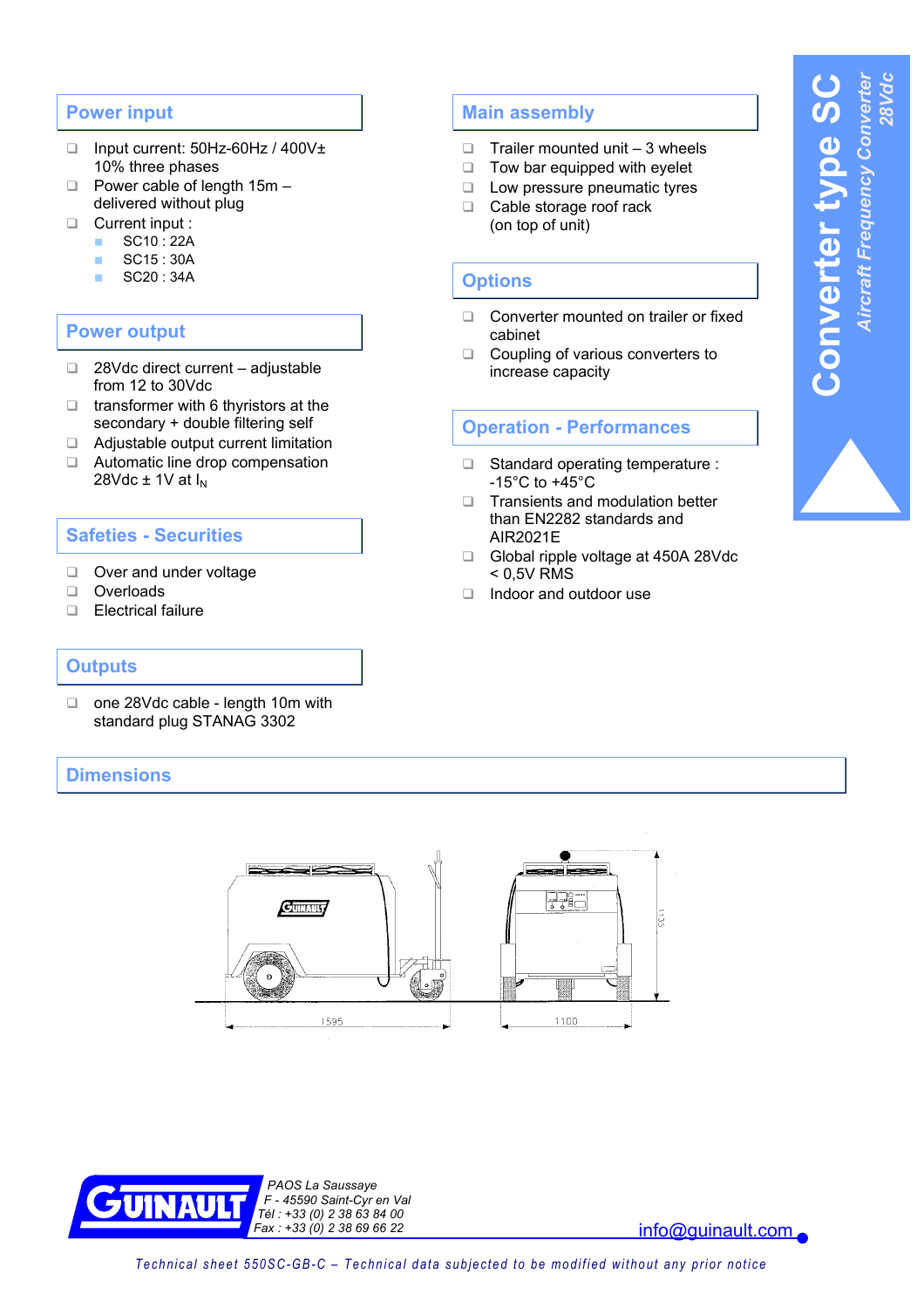## Power input

- Input current: 50Hz-60Hz / 400V± 10% three phases
- Power cable of length 15m – delivered without plug
- Current input :
  - SC10 : 22A
  - SC15 : 30A
  - SC20 : 34A

## Power output

- 28Vdc direct current – adjustable from 12 to 30Vdc
- transformer with 6 thyristors at the secondary + double filtering self
- Adjustable output current limitation
- Automatic line drop compensation 28Vdc ± 1V at $I_N$

## Safeties - Securities

- Over and under voltage
- Overloads
- Electrical failure

## Outputs

- one 28Vdc cable - length 10m with standard plug STANAG 3302

## Main assembly

- Trailer mounted unit – 3 wheels
- Tow bar equipped with eyelet
- Low pressure pneumatic tyres
- Cable storage roof rack (on top of unit)

## Options

- Converter mounted on trailer or fixed cabinet
- Coupling of various converters to increase capacity

## Operation - Performances

- Standard operating temperature : -15°C to +45°C
- Transients and modulation better than EN2282 standards and AIR2021E
- Global ripple voltage at 450A 28Vdc < 0,5V RMS
- Indoor and outdoor use

# Converter type SC

*Aircraft Frequency Converter 28Vdc*

## Dimensions

1595

1100

1135

PAOS La Saussaye
F - 45590 Saint-Cyr en Val
Tél : +33 (0) 2 38 63 84 00
Fax : +33 (0) 2 38 69 66 22

info@guinault.com

*Technical sheet 550SC-GB-C – Technical data subjected to be modified without any prior notice*